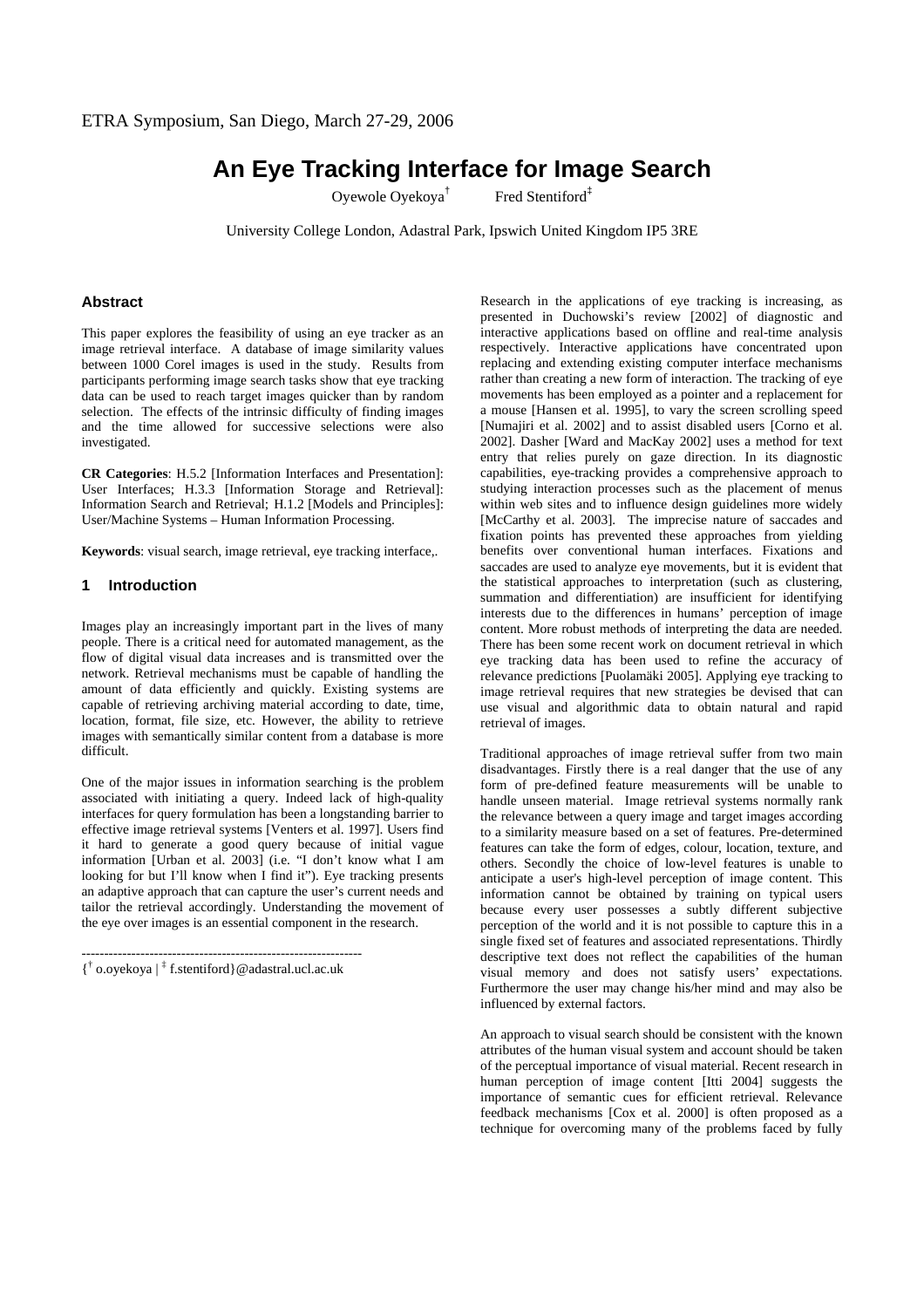ETRA Symposium, San Diego, March 27-29, 2006

# An Eye Tracking Interface for Image Search

Oyewole Oyekoya[†] Fred Stentiford[‡]

University College London, Adastral Park, Ipswich United Kingdom IP5 3RE

## Abstract

This paper explores the feasibility of using an eye tracker as an image retrieval interface. A database of image similarity values between 1000 Corel images is used in the study. Results from participants performing image search tasks show that eye tracking data can be used to reach target images quicker than by random selection. The effects of the intrinsic difficulty of finding images and the time allowed for successive selections were also investigated.

**CR Categories**: H.5.2 [Information Interfaces and Presentation]: User Interfaces; H.3.3 [Information Storage and Retrieval]: Information Search and Retrieval; H.1.2 [Models and Principles]: User/Machine Systems – Human Information Processing.

**Keywords**: visual search, image retrieval, eye tracking interface,.

## 1 Introduction

Images play an increasingly important part in the lives of many people. There is a critical need for automated management, as the flow of digital visual data increases and is transmitted over the network. Retrieval mechanisms must be capable of handling the amount of data efficiently and quickly. Existing systems are capable of retrieving archiving material according to date, time, location, format, file size, etc. However, the ability to retrieve images with semantically similar content from a database is more difficult.

One of the major issues in information searching is the problem associated with initiating a query. Indeed lack of high-quality interfaces for query formulation has been a longstanding barrier to effective image retrieval systems [Venters et al. 1997]. Users find it hard to generate a good query because of initial vague information [Urban et al. 2003] (i.e. "I don't know what I am looking for but I'll know when I find it"). Eye tracking presents an adaptive approach that can capture the user's current needs and tailor the retrieval accordingly. Understanding the movement of the eye over images is an essential component in the research.

---

{[†] o.oyekoya | [‡] f.stentiford}@adastral.ucl.ac.uk

Research in the applications of eye tracking is increasing, as presented in Duchowski's review [2002] of diagnostic and interactive applications based on offline and real-time analysis respectively. Interactive applications have concentrated upon replacing and extending existing computer interface mechanisms rather than creating a new form of interaction. The tracking of eye movements has been employed as a pointer and a replacement for a mouse [Hansen et al. 1995], to vary the screen scrolling speed [Numajiri et al. 2002] and to assist disabled users [Corno et al. 2002]. Dasher [Ward and MacKay 2002] uses a method for text entry that relies purely on gaze direction. In its diagnostic capabilities, eye-tracking provides a comprehensive approach to studying interaction processes such as the placement of menus within web sites and to influence design guidelines more widely [McCarthy et al. 2003]. The imprecise nature of saccades and fixation points has prevented these approaches from yielding benefits over conventional human interfaces. Fixations and saccades are used to analyze eye movements, but it is evident that the statistical approaches to interpretation (such as clustering, summation and differentiation) are insufficient for identifying interests due to the differences in humans' perception of image content. More robust methods of interpreting the data are needed. There has been some recent work on document retrieval in which eye tracking data has been used to refine the accuracy of relevance predictions [Puolamäki 2005]. Applying eye tracking to image retrieval requires that new strategies be devised that can use visual and algorithmic data to obtain natural and rapid retrieval of images.

Traditional approaches of image retrieval suffer from two main disadvantages. Firstly there is a real danger that the use of any form of pre-defined feature measurements will be unable to handle unseen material. Image retrieval systems normally rank the relevance between a query image and target images according to a similarity measure based on a set of features. Pre-determined features can take the form of edges, colour, location, texture, and others. Secondly the choice of low-level features is unable to anticipate a user's high-level perception of image content. This information cannot be obtained by training on typical users because every user possesses a subtly different subjective perception of the world and it is not possible to capture this in a single fixed set of features and associated representations. Thirdly descriptive text does not reflect the capabilities of the human visual memory and does not satisfy users' expectations. Furthermore the user may change his/her mind and may also be influenced by external factors.

An approach to visual search should be consistent with the known attributes of the human visual system and account should be taken of the perceptual importance of visual material. Recent research in human perception of image content [Itti 2004] suggests the importance of semantic cues for efficient retrieval. Relevance feedback mechanisms [Cox et al. 2000] is often proposed as a technique for overcoming many of the problems faced by fully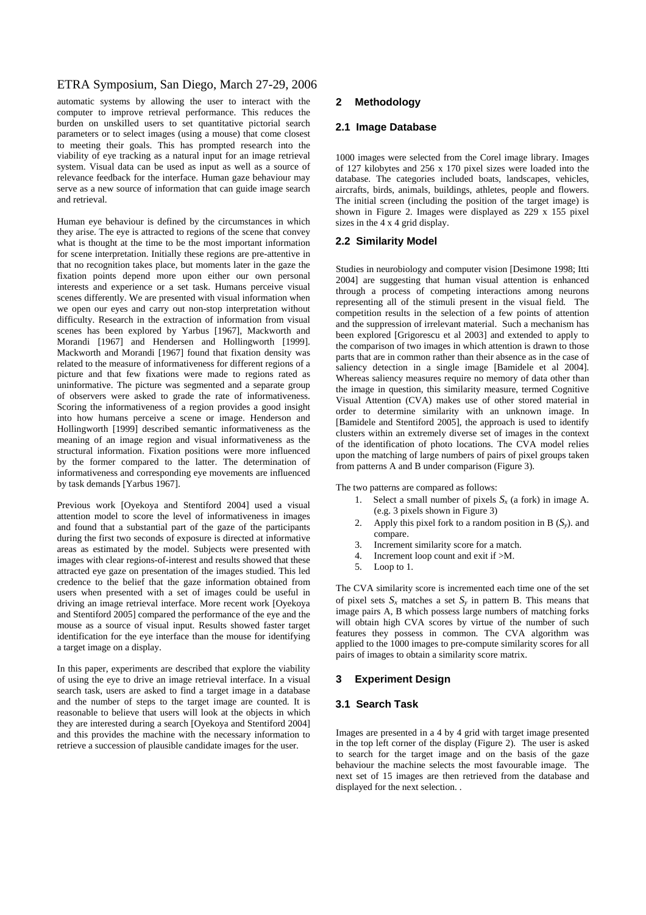automatic systems by allowing the user to interact with the computer to improve retrieval performance. This reduces the burden on unskilled users to set quantitative pictorial search parameters or to select images (using a mouse) that come closest to meeting their goals. This has prompted research into the viability of eye tracking as a natural input for an image retrieval system. Visual data can be used as input as well as a source of relevance feedback for the interface. Human gaze behaviour may serve as a new source of information that can guide image search and retrieval.

Human eye behaviour is defined by the circumstances in which they arise. The eye is attracted to regions of the scene that convey what is thought at the time to be the most important information for scene interpretation. Initially these regions are pre-attentive in that no recognition takes place, but moments later in the gaze the fixation points depend more upon either our own personal interests and experience or a set task. Humans perceive visual scenes differently. We are presented with visual information when we open our eyes and carry out non-stop interpretation without difficulty. Research in the extraction of information from visual scenes has been explored by Yarbus [1967], Mackworth and Morandi [1967] and Hendersen and Hollingworth [1999]. Mackworth and Morandi [1967] found that fixation density was related to the measure of informativeness for different regions of a picture and that few fixations were made to regions rated as uninformative. The picture was segmented and a separate group of observers were asked to grade the rate of informativeness. Scoring the informativeness of a region provides a good insight into how humans perceive a scene or image. Henderson and Hollingworth [1999] described semantic informativeness as the meaning of an image region and visual informativeness as the structural information. Fixation positions were more influenced by the former compared to the latter. The determination of informativeness and corresponding eye movements are influenced by task demands [Yarbus 1967].

Previous work [Oyekoya and Stentiford 2004] used a visual attention model to score the level of informativeness in images and found that a substantial part of the gaze of the participants during the first two seconds of exposure is directed at informative areas as estimated by the model. Subjects were presented with images with clear regions-of-interest and results showed that these attracted eye gaze on presentation of the images studied. This led credence to the belief that the gaze information obtained from users when presented with a set of images could be useful in driving an image retrieval interface. More recent work [Oyekoya and Stentiford 2005] compared the performance of the eye and the mouse as a source of visual input. Results showed faster target identification for the eye interface than the mouse for identifying a target image on a display.

In this paper, experiments are described that explore the viability of using the eye to drive an image retrieval interface. In a visual search task, users are asked to find a target image in a database and the number of steps to the target image are counted. It is reasonable to believe that users will look at the objects in which they are interested during a search [Oyekoya and Stentiford 2004] and this provides the machine with the necessary information to retrieve a succession of plausible candidate images for the user.

## 2 Methodology

### 2.1 Image Database

1000 images were selected from the Corel image library. Images of 127 kilobytes and 256 x 170 pixel sizes were loaded into the database. The categories included boats, landscapes, vehicles, aircrafts, birds, animals, buildings, athletes, people and flowers. The initial screen (including the position of the target image) is shown in Figure 2. Images were displayed as 229 x 155 pixel sizes in the 4 x 4 grid display.

### 2.2 Similarity Model

Studies in neurobiology and computer vision [Desimone 1998; Itti 2004] are suggesting that human visual attention is enhanced through a process of competing interactions among neurons representing all of the stimuli present in the visual field. The competition results in the selection of a few points of attention and the suppression of irrelevant material. Such a mechanism has been explored [Grigorescu et al 2003] and extended to apply to the comparison of two images in which attention is drawn to those parts that are in common rather than their absence as in the case of saliency detection in a single image [Bamidele et al 2004]. Whereas saliency measures require no memory of data other than the image in question, this similarity measure, termed Cognitive Visual Attention (CVA) makes use of other stored material in order to determine similarity with an unknown image. In [Bamidele and Stentiford 2005], the approach is used to identify clusters within an extremely diverse set of images in the context of the identification of photo locations. The CVA model relies upon the matching of large numbers of pairs of pixel groups taken from patterns A and B under comparison (Figure 3).

The two patterns are compared as follows:

1. Select a small number of pixels $S_x$ (a fork) in image A. (e.g. 3 pixels shown in Figure 3)
2. Apply this pixel fork to a random position in B ($S_y$). and compare.
3. Increment similarity score for a match.
4. Increment loop count and exit if >M.
5. Loop to 1.

The CVA similarity score is incremented each time one of the set of pixel sets $S_x$ matches a set $S_y$ in pattern B. This means that image pairs A, B which possess large numbers of matching forks will obtain high CVA scores by virtue of the number of such features they possess in common. The CVA algorithm was applied to the 1000 images to pre-compute similarity scores for all pairs of images to obtain a similarity score matrix.

## 3 Experiment Design

### 3.1 Search Task

Images are presented in a 4 by 4 grid with target image presented in the top left corner of the display (Figure 2). The user is asked to search for the target image and on the basis of the gaze behaviour the machine selects the most favourable image. The next set of 15 images are then retrieved from the database and displayed for the next selection. .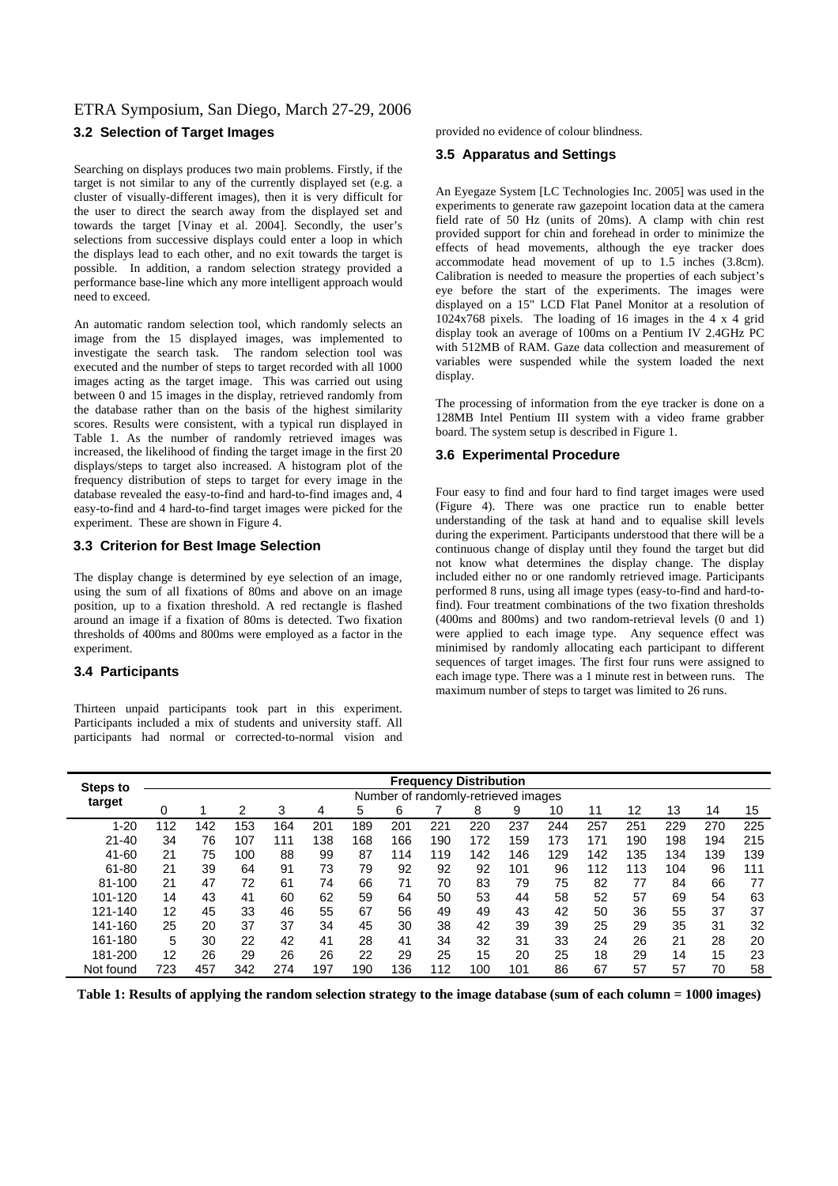### 3.2 Selection of Target Images

Searching on displays produces two main problems. Firstly, if the target is not similar to any of the currently displayed set (e.g. a cluster of visually-different images), then it is very difficult for the user to direct the search away from the displayed set and towards the target [Vinay et al. 2004]. Secondly, the user's selections from successive displays could enter a loop in which the displays lead to each other, and no exit towards the target is possible. In addition, a random selection strategy provided a performance base-line which any more intelligent approach would need to exceed.

An automatic random selection tool, which randomly selects an image from the 15 displayed images, was implemented to investigate the search task. The random selection tool was executed and the number of steps to target recorded with all 1000 images acting as the target image. This was carried out using between 0 and 15 images in the display, retrieved randomly from the database rather than on the basis of the highest similarity scores. Results were consistent, with a typical run displayed in Table 1. As the number of randomly retrieved images was increased, the likelihood of finding the target image in the first 20 displays/steps to target also increased. A histogram plot of the frequency distribution of steps to target for every image in the database revealed the easy-to-find and hard-to-find images and, 4 easy-to-find and 4 hard-to-find target images were picked for the experiment. These are shown in Figure 4.

### 3.3 Criterion for Best Image Selection

The display change is determined by eye selection of an image, using the sum of all fixations of 80ms and above on an image position, up to a fixation threshold. A red rectangle is flashed around an image if a fixation of 80ms is detected. Two fixation thresholds of 400ms and 800ms were employed as a factor in the experiment.

### 3.4 Participants

Thirteen unpaid participants took part in this experiment. Participants included a mix of students and university staff. All participants had normal or corrected-to-normal vision and provided no evidence of colour blindness.

### 3.5 Apparatus and Settings

An Eyegaze System [LC Technologies Inc. 2005] was used in the experiments to generate raw gazepoint location data at the camera field rate of 50 Hz (units of 20ms). A clamp with chin rest provided support for chin and forehead in order to minimize the effects of head movements, although the eye tracker does accommodate head movement of up to 1.5 inches (3.8cm). Calibration is needed to measure the properties of each subject's eye before the start of the experiments. The images were displayed on a 15" LCD Flat Panel Monitor at a resolution of 1024x768 pixels. The loading of 16 images in the 4 x 4 grid display took an average of 100ms on a Pentium IV 2.4GHz PC with 512MB of RAM. Gaze data collection and measurement of variables were suspended while the system loaded the next display.

The processing of information from the eye tracker is done on a 128MB Intel Pentium III system with a video frame grabber board. The system setup is described in Figure 1.

### 3.6 Experimental Procedure

Four easy to find and four hard to find target images were used (Figure 4). There was one practice run to enable better understanding of the task at hand and to equalise skill levels during the experiment. Participants understood that there will be a continuous change of display until they found the target but did not know what determines the display change. The display included either no or one randomly retrieved image. Participants performed 8 runs, using all image types (easy-to-find and hard-to-find). Four treatment combinations of the two fixation thresholds (400ms and 800ms) and two random-retrieval levels (0 and 1) were applied to each image type. Any sequence effect was minimised by randomly allocating each participant to different sequences of target images. The first four runs were assigned to each image type. There was a 1 minute rest in between runs. The maximum number of steps to target was limited to 26 runs.

| Steps to target | Frequency Distribution | | | | | | | | | | | | | | | |
|---|---|---|---|---|---|---|---|---|---|---|---|---|---|---|---|---|
| | Number of randomly-retrieved images | | | | | | | | | | | | | | | |
| | 0 | 1 | 2 | 3 | 4 | 5 | 6 | 7 | 8 | 9 | 10 | 11 | 12 | 13 | 14 | 15 |
| 1-20 | 112 | 142 | 153 | 164 | 201 | 189 | 201 | 221 | 220 | 237 | 244 | 257 | 251 | 229 | 270 | 225 |
| 21-40 | 34 | 76 | 107 | 111 | 138 | 168 | 166 | 190 | 172 | 159 | 173 | 171 | 190 | 198 | 194 | 215 |
| 41-60 | 21 | 75 | 100 | 88 | 99 | 87 | 114 | 119 | 142 | 146 | 129 | 142 | 135 | 134 | 139 | 139 |
| 61-80 | 21 | 39 | 64 | 91 | 73 | 79 | 92 | 92 | 92 | 101 | 96 | 112 | 113 | 104 | 96 | 111 |
| 81-100 | 21 | 47 | 72 | 61 | 74 | 66 | 71 | 70 | 83 | 79 | 75 | 82 | 77 | 84 | 66 | 77 |
| 101-120 | 14 | 43 | 41 | 60 | 62 | 59 | 64 | 50 | 53 | 44 | 58 | 52 | 57 | 69 | 54 | 63 |
| 121-140 | 12 | 45 | 33 | 46 | 55 | 67 | 56 | 49 | 49 | 43 | 42 | 50 | 36 | 55 | 37 | 37 |
| 141-160 | 25 | 20 | 37 | 37 | 34 | 45 | 30 | 38 | 42 | 39 | 39 | 25 | 29 | 35 | 31 | 32 |
| 161-180 | 5 | 30 | 22 | 42 | 41 | 28 | 41 | 34 | 32 | 31 | 33 | 24 | 26 | 21 | 28 | 20 |
| 181-200 | 12 | 26 | 29 | 26 | 26 | 22 | 29 | 25 | 15 | 20 | 25 | 18 | 29 | 14 | 15 | 23 |
| Not found | 723 | 457 | 342 | 274 | 197 | 190 | 136 | 112 | 100 | 101 | 86 | 67 | 57 | 57 | 70 | 58 |

**Table 1: Results of applying the random selection strategy to the image database (sum of each column = 1000 images)**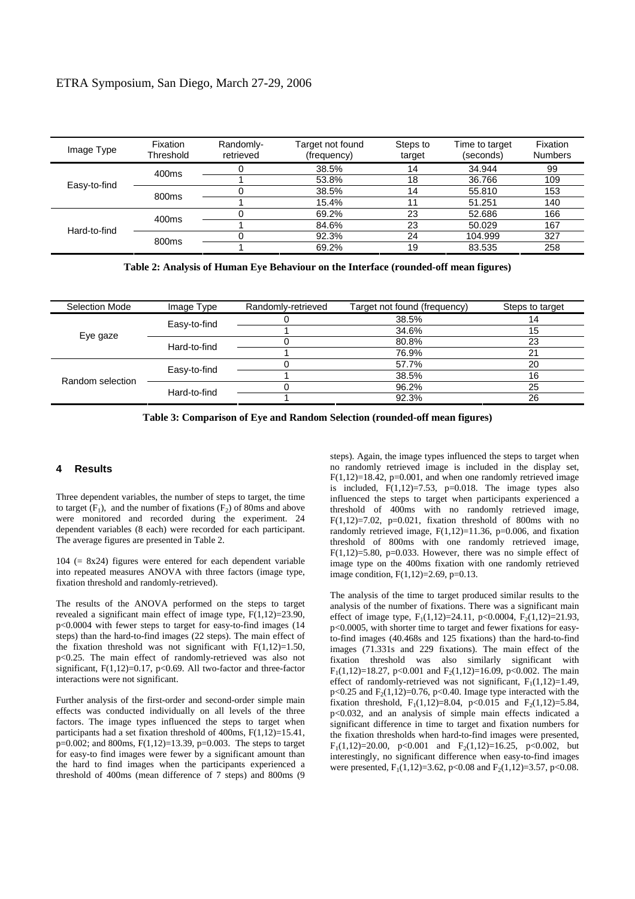| Image Type | Fixation Threshold | Randomly-retrieved | Target not found (frequency) | Steps to target | Time to target (seconds) | Fixation Numbers |
|---|---|---|---|---|---|---|
| Easy-to-find | 400ms | 0 | 38.5% | 14 | 34.944 | 99 |
| | | 1 | 53.8% | 18 | 36.766 | 109 |
| | 800ms | 0 | 38.5% | 14 | 55.810 | 153 |
| | | 1 | 15.4% | 11 | 51.251 | 140 |
| Hard-to-find | 400ms | 0 | 69.2% | 23 | 52.686 | 166 |
| | | 1 | 84.6% | 23 | 50.029 | 167 |
| | 800ms | 0 | 92.3% | 24 | 104.999 | 327 |
| | | 1 | 69.2% | 19 | 83.535 | 258 |

**Table 2: Analysis of Human Eye Behaviour on the Interface (rounded-off mean figures)**

| Selection Mode | Image Type | Randomly-retrieved | Target not found (frequency) | Steps to target |
|---|---|---|---|---|
| Eye gaze | Easy-to-find | 0 | 38.5% | 14 |
| | | 1 | 34.6% | 15 |
| | Hard-to-find | 0 | 80.8% | 23 |
| | | 1 | 76.9% | 21 |
| Random selection | Easy-to-find | 0 | 57.7% | 20 |
| | | 1 | 38.5% | 16 |
| | Hard-to-find | 0 | 96.2% | 25 |
| | | 1 | 92.3% | 26 |

**Table 3: Comparison of Eye and Random Selection (rounded-off mean figures)**

## 4 Results

Three dependent variables, the number of steps to target, the time to target ($F_1$), and the number of fixations ($F_2$) of 80ms and above were monitored and recorded during the experiment. 24 dependent variables (8 each) were recorded for each participant. The average figures are presented in Table 2.

104 (= 8x24) figures were entered for each dependent variable into repeated measures ANOVA with three factors (image type, fixation threshold and randomly-retrieved).

The results of the ANOVA performed on the steps to target revealed a significant main effect of image type, $F(1,12)=23.90$, $p<0.0004$ with fewer steps to target for easy-to-find images (14 steps) than the hard-to-find images (22 steps). The main effect of the fixation threshold was not significant with $F(1,12)=1.50$, $p<0.25$. The main effect of randomly-retrieved was also not significant, $F(1,12)=0.17$, $p<0.69$. All two-factor and three-factor interactions were not significant.

Further analysis of the first-order and second-order simple main effects was conducted individually on all levels of the three factors. The image types influenced the steps to target when participants had a set fixation threshold of 400ms, $F(1,12)=15.41$, $p=0.002$; and 800ms, $F(1,12)=13.39$, $p=0.003$. The steps to target for easy-to find images were fewer by a significant amount than the hard to find images when the participants experienced a threshold of 400ms (mean difference of 7 steps) and 800ms (9 steps). Again, the image types influenced the steps to target when no randomly retrieved image is included in the display set, $F(1,12)=18.42$, $p=0.001$, and when one randomly retrieved image is included, $F(1,12)=7.53$, $p=0.018$. The image types also influenced the steps to target when participants experienced a threshold of 400ms with no randomly retrieved image, $F(1,12)=7.02$, $p=0.021$, fixation threshold of 800ms with no randomly retrieved image, $F(1,12)=11.36$, $p=0.006$, and fixation threshold of 800ms with one randomly retrieved image, $F(1,12)=5.80$, $p=0.033$. However, there was no simple effect of image type on the 400ms fixation with one randomly retrieved image condition, $F(1,12)=2.69$, $p=0.13$.

The analysis of the time to target produced similar results to the analysis of the number of fixations. There was a significant main effect of image type, $F_1(1,12)=24.11$, $p<0.0004$, $F_2(1,12)=21.93$, $p<0.0005$, with shorter time to target and fewer fixations for easy-to-find images (40.468s and 125 fixations) than the hard-to-find images (71.331s and 229 fixations). The main effect of the fixation threshold was also similarly significant with $F_1(1,12)=18.27$, $p<0.001$ and $F_2(1,12)=16.09$, $p<0.002$. The main effect of randomly-retrieved was not significant, $F_1(1,12)=1.49$, $p<0.25$ and $F_2(1,12)=0.76$, $p<0.40$. Image type interacted with the fixation threshold, $F_1(1,12)=8.04$, $p<0.015$ and $F_2(1,12)=5.84$, $p<0.032$, and an analysis of simple main effects indicated a significant difference in time to target and fixation numbers for the fixation thresholds when hard-to-find images were presented, $F_1(1,12)=20.00$, $p<0.001$ and $F_2(1,12)=16.25$, $p<0.002$, but interestingly, no significant difference when easy-to-find images were presented, $F_1(1,12)=3.62$, $p<0.08$ and $F_2(1,12)=3.57$, $p<0.08$.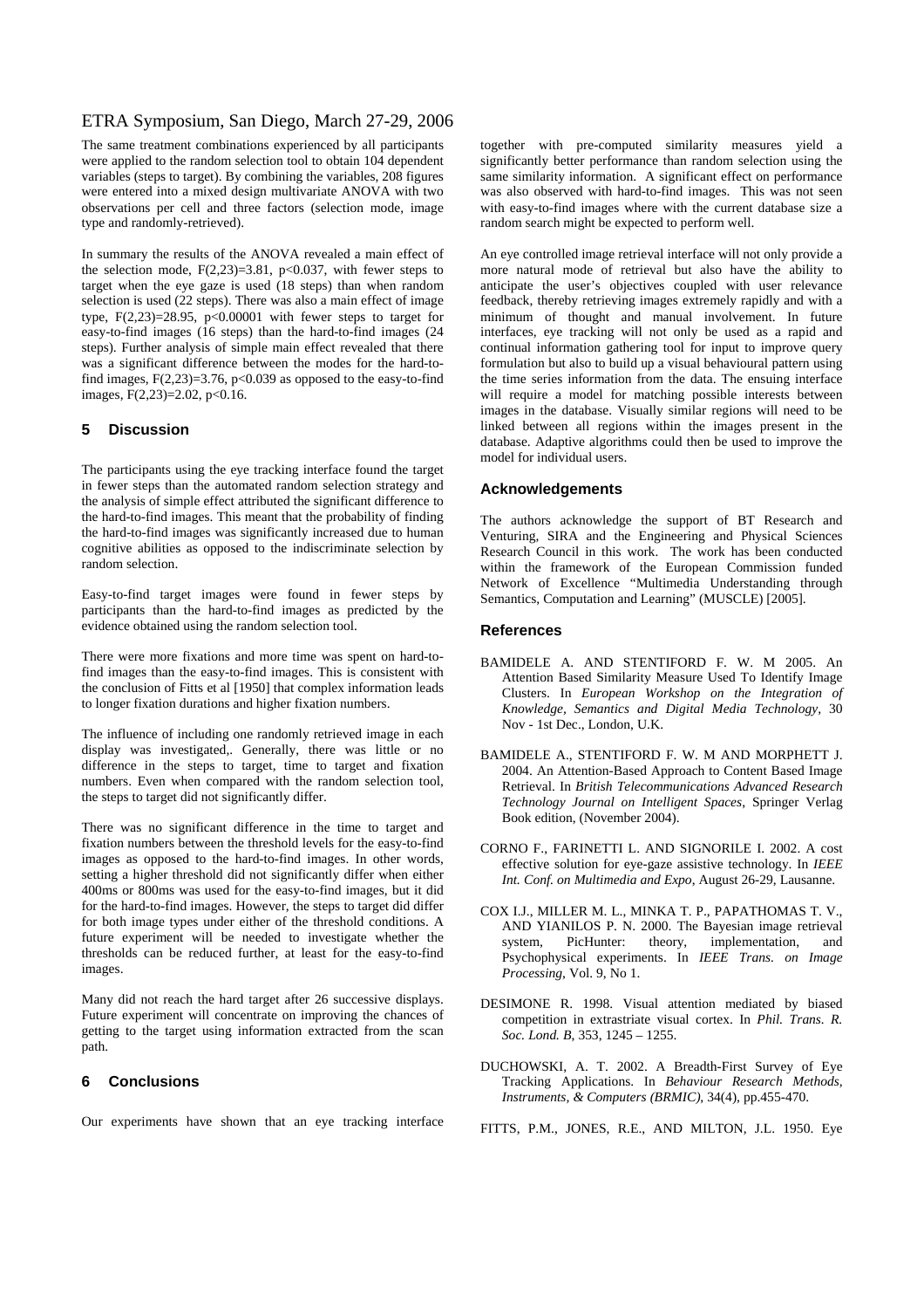The same treatment combinations experienced by all participants were applied to the random selection tool to obtain 104 dependent variables (steps to target). By combining the variables, 208 figures were entered into a mixed design multivariate ANOVA with two observations per cell and three factors (selection mode, image type and randomly-retrieved).

In summary the results of the ANOVA revealed a main effect of the selection mode, $F(2,23)=3.81$, $p<0.037$, with fewer steps to target when the eye gaze is used (18 steps) than when random selection is used (22 steps). There was also a main effect of image type, $F(2,23)=28.95$, $p<0.00001$ with fewer steps to target for easy-to-find images (16 steps) than the hard-to-find images (24 steps). Further analysis of simple main effect revealed that there was a significant difference between the modes for the hard-to-find images, $F(2,23)=3.76$, $p<0.039$ as opposed to the easy-to-find images, $F(2,23)=2.02$, $p<0.16$.

## 5 Discussion

The participants using the eye tracking interface found the target in fewer steps than the automated random selection strategy and the analysis of simple effect attributed the significant difference to the hard-to-find images. This meant that the probability of finding the hard-to-find images was significantly increased due to human cognitive abilities as opposed to the indiscriminate selection by random selection.

Easy-to-find target images were found in fewer steps by participants than the hard-to-find images as predicted by the evidence obtained using the random selection tool.

There were more fixations and more time was spent on hard-to-find images than the easy-to-find images. This is consistent with the conclusion of Fitts et al [1950] that complex information leads to longer fixation durations and higher fixation numbers.

The influence of including one randomly retrieved image in each display was investigated,. Generally, there was little or no difference in the steps to target, time to target and fixation numbers. Even when compared with the random selection tool, the steps to target did not significantly differ.

There was no significant difference in the time to target and fixation numbers between the threshold levels for the easy-to-find images as opposed to the hard-to-find images. In other words, setting a higher threshold did not significantly differ when either 400ms or 800ms was used for the easy-to-find images, but it did for the hard-to-find images. However, the steps to target did differ for both image types under either of the threshold conditions. A future experiment will be needed to investigate whether the thresholds can be reduced further, at least for the easy-to-find images.

Many did not reach the hard target after 26 successive displays. Future experiment will concentrate on improving the chances of getting to the target using information extracted from the scan path.

## 6 Conclusions

Our experiments have shown that an eye tracking interface together with pre-computed similarity measures yield a significantly better performance than random selection using the same similarity information. A significant effect on performance was also observed with hard-to-find images. This was not seen with easy-to-find images where with the current database size a random search might be expected to perform well.

An eye controlled image retrieval interface will not only provide a more natural mode of retrieval but also have the ability to anticipate the user's objectives coupled with user relevance feedback, thereby retrieving images extremely rapidly and with a minimum of thought and manual involvement. In future interfaces, eye tracking will not only be used as a rapid and continual information gathering tool for input to improve query formulation but also to build up a visual behavioural pattern using the time series information from the data. The ensuing interface will require a model for matching possible interests between images in the database. Visually similar regions will need to be linked between all regions within the images present in the database. Adaptive algorithms could then be used to improve the model for individual users.

## Acknowledgements

The authors acknowledge the support of BT Research and Venturing, SIRA and the Engineering and Physical Sciences Research Council in this work. The work has been conducted within the framework of the European Commission funded Network of Excellence "Multimedia Understanding through Semantics, Computation and Learning" (MUSCLE) [2005].

## References

BAMIDELE A. AND STENTIFORD F. W. M 2005. An Attention Based Similarity Measure Used To Identify Image Clusters. In *European Workshop on the Integration of Knowledge, Semantics and Digital Media Technology*, 30 Nov - 1st Dec., London, U.K.

BAMIDELE A., STENTIFORD F. W. M AND MORPHETT J. 2004. An Attention-Based Approach to Content Based Image Retrieval. In *British Telecommunications Advanced Research Technology Journal on Intelligent Spaces*, Springer Verlag Book edition, (November 2004).

CORNO F., FARINETTI L. AND SIGNORILE I. 2002. A cost effective solution for eye-gaze assistive technology. In *IEEE Int. Conf. on Multimedia and Expo*, August 26-29, Lausanne.

COX I.J., MILLER M. L., MINKA T. P., PAPATHOMAS T. V., AND YIANILOS P. N. 2000. The Bayesian image retrieval system, PicHunter: theory, implementation, and Psychophysical experiments. In *IEEE Trans. on Image Processing*, Vol. 9, No 1.

DESIMONE R. 1998. Visual attention mediated by biased competition in extrastriate visual cortex. In *Phil. Trans. R. Soc. Lond. B*, 353, 1245 – 1255.

DUCHOWSKI, A. T. 2002. A Breadth-First Survey of Eye Tracking Applications. In *Behaviour Research Methods, Instruments, & Computers (BRMIC)*, 34(4), pp.455-470.

FITTS, P.M., JONES, R.E., AND MILTON, J.L. 1950. Eye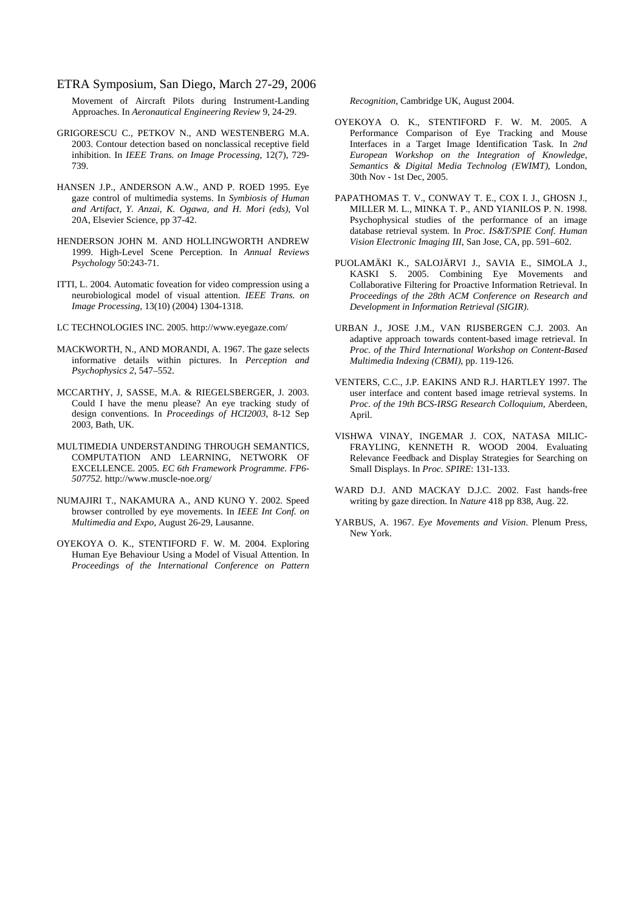Movement of Aircraft Pilots during Instrument-Landing Approaches. In *Aeronautical Engineering Review* 9, 24-29.

GRIGORESCU C., PETKOV N., AND WESTENBERG M.A. 2003. Contour detection based on nonclassical receptive field inhibition. In *IEEE Trans. on Image Processing*, 12(7), 729-739.

HANSEN J.P., ANDERSON A.W., AND P. ROED 1995. Eye gaze control of multimedia systems. In *Symbiosis of Human and Artifact, Y. Anzai, K. Ogawa, and H. Mori (eds)*, Vol 20A, Elsevier Science, pp 37-42.

HENDERSON JOHN M. AND HOLLINGWORTH ANDREW 1999. High-Level Scene Perception. In *Annual Reviews Psychology* 50:243-71.

ITTI, L. 2004. Automatic foveation for video compression using a neurobiological model of visual attention. *IEEE Trans. on Image Processing*, 13(10) (2004) 1304-1318.

LC TECHNOLOGIES INC. 2005. http://www.eyegaze.com/

MACKWORTH, N., AND MORANDI, A. 1967. The gaze selects informative details within pictures. In *Perception and Psychophysics 2*, 547–552.

MCCARTHY, J, SASSE, M.A. & RIEGELSBERGER, J. 2003. Could I have the menu please? An eye tracking study of design conventions. In *Proceedings of HCI2003*, 8-12 Sep 2003, Bath, UK.

MULTIMEDIA UNDERSTANDING THROUGH SEMANTICS, COMPUTATION AND LEARNING, NETWORK OF EXCELLENCE. 2005. *EC 6th Framework Programme. FP6-507752.* http://www.muscle-noe.org/

NUMAJIRI T., NAKAMURA A., AND KUNO Y. 2002. Speed browser controlled by eye movements. In *IEEE Int Conf. on Multimedia and Expo*, August 26-29, Lausanne.

OYEKOYA O. K., STENTIFORD F. W. M. 2004. Exploring Human Eye Behaviour Using a Model of Visual Attention. In *Proceedings of the International Conference on Pattern Recognition*, Cambridge UK, August 2004.

OYEKOYA O. K., STENTIFORD F. W. M. 2005. A Performance Comparison of Eye Tracking and Mouse Interfaces in a Target Image Identification Task. In *2nd European Workshop on the Integration of Knowledge, Semantics & Digital Media Technolog (EWIMT)*, London, 30th Nov - 1st Dec, 2005.

PAPATHOMAS T. V., CONWAY T. E., COX I. J., GHOSN J., MILLER M. L., MINKA T. P., AND YIANILOS P. N. 1998. Psychophysical studies of the performance of an image database retrieval system. In *Proc. IS&T/SPIE Conf. Human Vision Electronic Imaging III*, San Jose, CA, pp. 591–602.

PUOLAMÄKI K., SALOJÄRVI J., SAVIA E., SIMOLA J., KASKI S. 2005. Combining Eye Movements and Collaborative Filtering for Proactive Information Retrieval. In *Proceedings of the 28th ACM Conference on Research and Development in Information Retrieval (SIGIR)*.

URBAN J., JOSE J.M., VAN RIJSBERGEN C.J. 2003. An adaptive approach towards content-based image retrieval. In *Proc. of the Third International Workshop on Content-Based Multimedia Indexing (CBMI)*, pp. 119-126.

VENTERS, C.C., J.P. EAKINS AND R.J. HARTLEY 1997. The user interface and content based image retrieval systems. In *Proc. of the 19th BCS-IRSG Research Colloquium*, Aberdeen, April.

VISHWA VINAY, INGEMAR J. COX, NATASA MILIC-FRAYLING, KENNETH R. WOOD 2004. Evaluating Relevance Feedback and Display Strategies for Searching on Small Displays. In *Proc. SPIRE*: 131-133.

WARD D.J. AND MACKAY D.J.C. 2002. Fast hands-free writing by gaze direction. In *Nature* 418 pp 838, Aug. 22.

YARBUS, A. 1967. *Eye Movements and Vision*. Plenum Press, New York.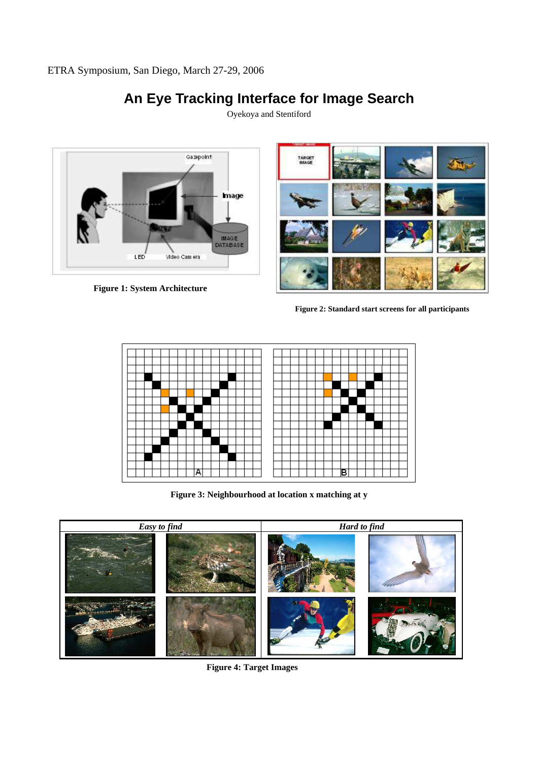ETRA Symposium, San Diego, March 27-29, 2006

# An Eye Tracking Interface for Image Search

Oyekoya and Stentiford

Gazepoint

Image

IMAGE DATABASE

LED

Video Camera

**Figure 1: System Architecture**

TARGET IMAGE

**Figure 2: Standard start screens for all participants**

A

B

**Figure 3: Neighbourhood at location x matching at y**

*Easy to find*

*Hard to find*

**Figure 4: Target Images**